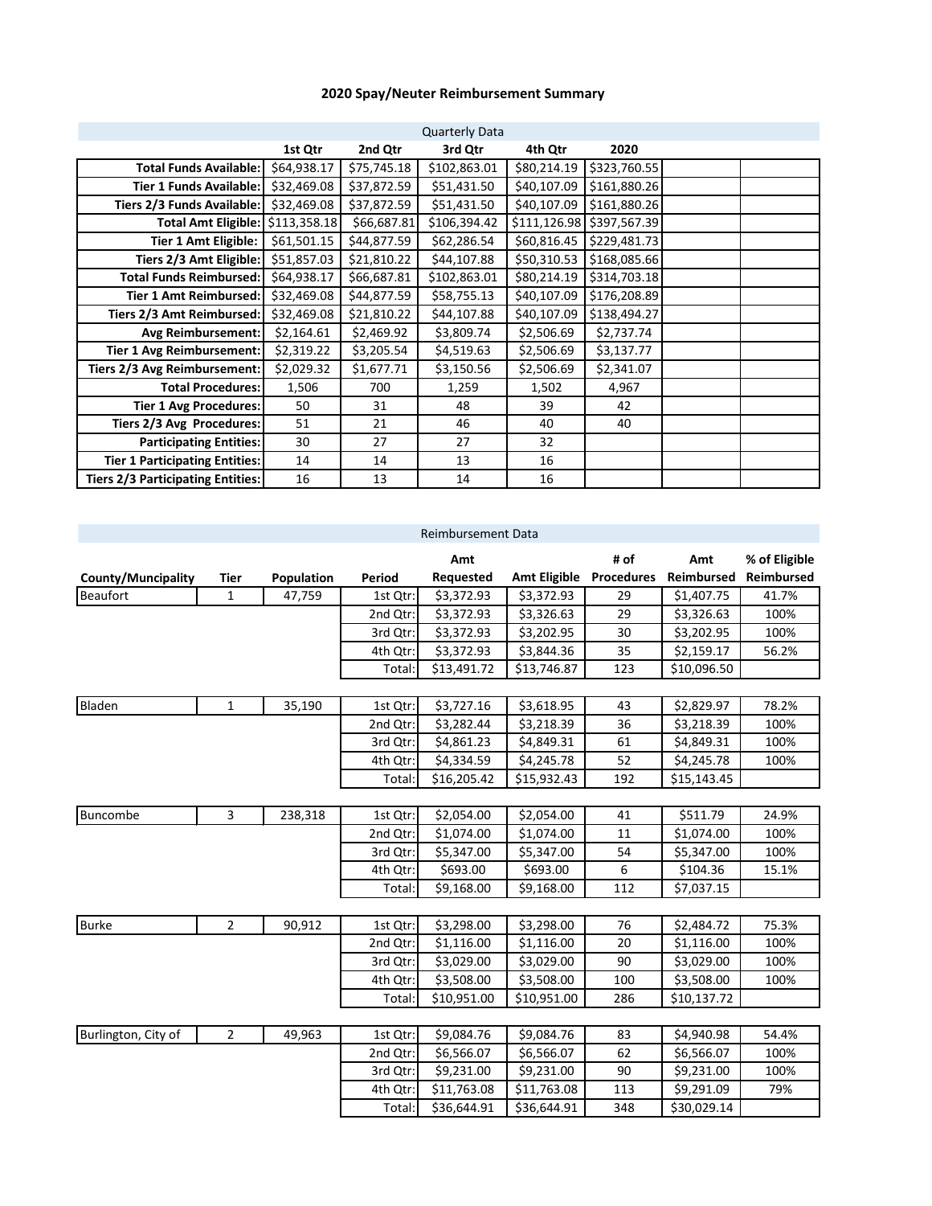# 2020 Spay/Neuter Reimbursement Summary

| Quarterly Data | | | | | | | |
|---|---|---|---|---|---|---|---|
| | 1st Qtr | 2nd Qtr | 3rd Qtr | 4th Qtr | 2020 | | |
| Total Funds Available: | $64,938.17 | $75,745.18 | $102,863.01 | $80,214.19 | $323,760.55 | | |
| Tier 1 Funds Available: | $32,469.08 | $37,872.59 | $51,431.50 | $40,107.09 | $161,880.26 | | |
| Tiers 2/3 Funds Available: | $32,469.08 | $37,872.59 | $51,431.50 | $40,107.09 | $161,880.26 | | |
| Total Amt Eligible: | $113,358.18 | $66,687.81 | $106,394.42 | $111,126.98 | $397,567.39 | | |
| Tier 1 Amt Eligible: | $61,501.15 | $44,877.59 | $62,286.54 | $60,816.45 | $229,481.73 | | |
| Tiers 2/3 Amt Eligible: | $51,857.03 | $21,810.22 | $44,107.88 | $50,310.53 | $168,085.66 | | |
| Total Funds Reimbursed: | $64,938.17 | $66,687.81 | $102,863.01 | $80,214.19 | $314,703.18 | | |
| Tier 1 Amt Reimbursed: | $32,469.08 | $44,877.59 | $58,755.13 | $40,107.09 | $176,208.89 | | |
| Tiers 2/3 Amt Reimbursed: | $32,469.08 | $21,810.22 | $44,107.88 | $40,107.09 | $138,494.27 | | |
| Avg Reimbursement: | $2,164.61 | $2,469.92 | $3,809.74 | $2,506.69 | $2,737.74 | | |
| Tier 1 Avg Reimbursement: | $2,319.22 | $3,205.54 | $4,519.63 | $2,506.69 | $3,137.77 | | |
| Tiers 2/3 Avg Reimbursement: | $2,029.32 | $1,677.71 | $3,150.56 | $2,506.69 | $2,341.07 | | |
| Total Procedures: | 1,506 | 700 | 1,259 | 1,502 | 4,967 | | |
| Tier 1 Avg Procedures: | 50 | 31 | 48 | 39 | 42 | | |
| Tiers 2/3 Avg Procedures: | 51 | 21 | 46 | 40 | 40 | | |
| Participating Entities: | 30 | 27 | 27 | 32 | | | |
| Tier 1 Participating Entities: | 14 | 14 | 13 | 16 | | | |
| Tiers 2/3 Participating Entities: | 16 | 13 | 14 | 16 | | | |

| Reimbursement Data | | | | | | | | |
|---|---|---|---|---|---|---|---|---|
| County/Muncipality | Tier | Population | Period | Amt Requested | Amt Eligible | # of Procedures | Amt Reimbursed | % of Eligible Reimbursed |
| Beaufort | 1 | 47,759 | 1st Qtr: | $3,372.93 | $3,372.93 | 29 | $1,407.75 | 41.7% |
| | | | 2nd Qtr: | $3,372.93 | $3,326.63 | 29 | $3,326.63 | 100% |
| | | | 3rd Qtr: | $3,372.93 | $3,202.95 | 30 | $3,202.95 | 100% |
| | | | 4th Qtr: | $3,372.93 | $3,844.36 | 35 | $2,159.17 | 56.2% |
| | | | Total: | $13,491.72 | $13,746.87 | 123 | $10,096.50 | |
| Bladen | 1 | 35,190 | 1st Qtr: | $3,727.16 | $3,618.95 | 43 | $2,829.97 | 78.2% |
| | | | 2nd Qtr: | $3,282.44 | $3,218.39 | 36 | $3,218.39 | 100% |
| | | | 3rd Qtr: | $4,861.23 | $4,849.31 | 61 | $4,849.31 | 100% |
| | | | 4th Qtr: | $4,334.59 | $4,245.78 | 52 | $4,245.78 | 100% |
| | | | Total: | $16,205.42 | $15,932.43 | 192 | $15,143.45 | |
| Buncombe | 3 | 238,318 | 1st Qtr: | $2,054.00 | $2,054.00 | 41 | $511.79 | 24.9% |
| | | | 2nd Qtr: | $1,074.00 | $1,074.00 | 11 | $1,074.00 | 100% |
| | | | 3rd Qtr: | $5,347.00 | $5,347.00 | 54 | $5,347.00 | 100% |
| | | | 4th Qtr: | $693.00 | $693.00 | 6 | $104.36 | 15.1% |
| | | | Total: | $9,168.00 | $9,168.00 | 112 | $7,037.15 | |
| Burke | 2 | 90,912 | 1st Qtr: | $3,298.00 | $3,298.00 | 76 | $2,484.72 | 75.3% |
| | | | 2nd Qtr: | $1,116.00 | $1,116.00 | 20 | $1,116.00 | 100% |
| | | | 3rd Qtr: | $3,029.00 | $3,029.00 | 90 | $3,029.00 | 100% |
| | | | 4th Qtr: | $3,508.00 | $3,508.00 | 100 | $3,508.00 | 100% |
| | | | Total: | $10,951.00 | $10,951.00 | 286 | $10,137.72 | |
| Burlington, City of | 2 | 49,963 | 1st Qtr: | $9,084.76 | $9,084.76 | 83 | $4,940.98 | 54.4% |
| | | | 2nd Qtr: | $6,566.07 | $6,566.07 | 62 | $6,566.07 | 100% |
| | | | 3rd Qtr: | $9,231.00 | $9,231.00 | 90 | $9,231.00 | 100% |
| | | | 4th Qtr: | $11,763.08 | $11,763.08 | 113 | $9,291.09 | 79% |
| | | | Total: | $36,644.91 | $36,644.91 | 348 | $30,029.14 | |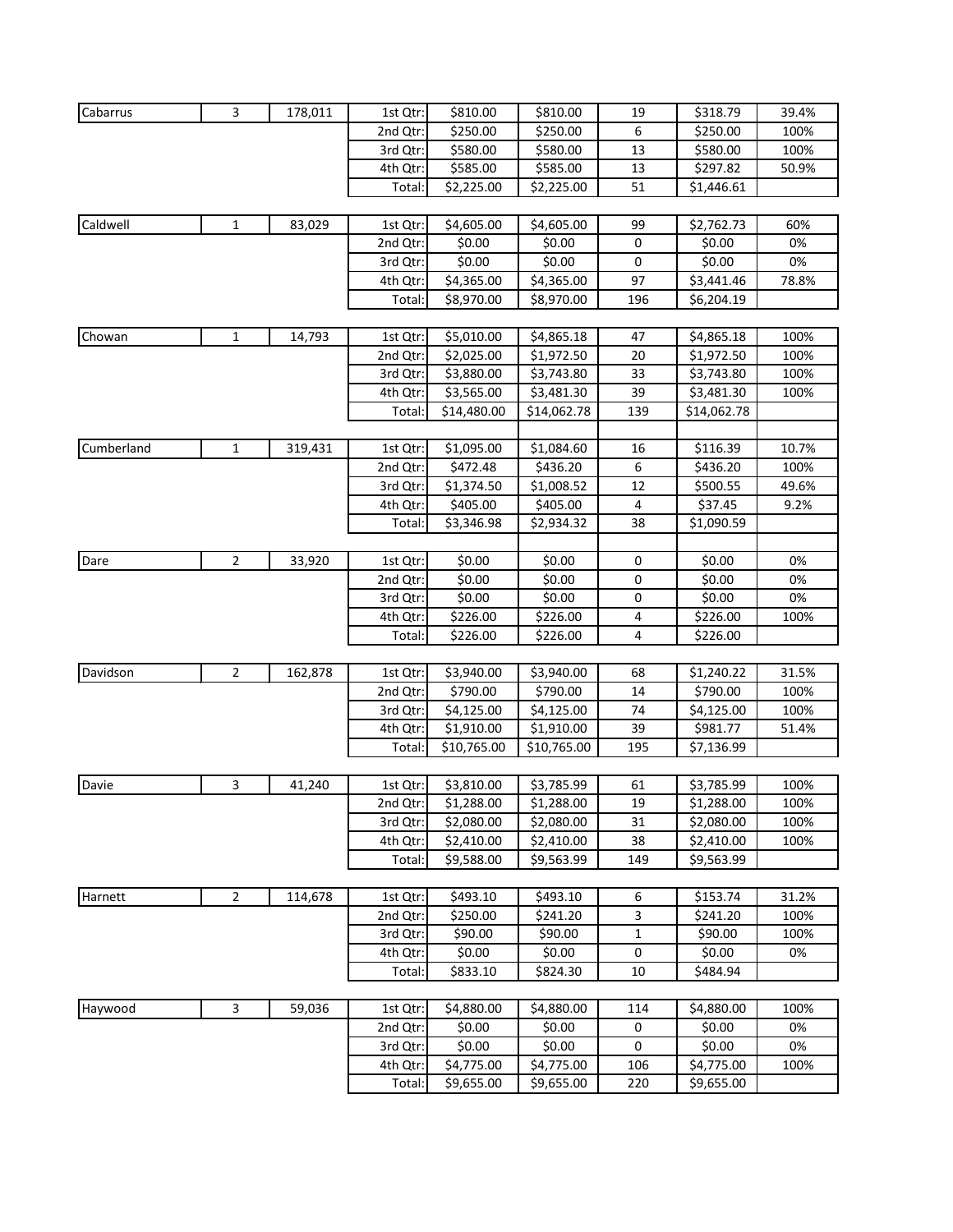| | | | | | | | | |
|---|---|---|---|---|---|---|---|---|
| Cabarrus | 3 | 178,011 | 1st Qtr: | $810.00 | $810.00 | 19 | $318.79 | 39.4% |
| | | | 2nd Qtr: | $250.00 | $250.00 | 6 | $250.00 | 100% |
| | | | 3rd Qtr: | $580.00 | $580.00 | 13 | $580.00 | 100% |
| | | | 4th Qtr: | $585.00 | $585.00 | 13 | $297.82 | 50.9% |
| | | | Total: | $2,225.00 | $2,225.00 | 51 | $1,446.61 | |
| Caldwell | 1 | 83,029 | 1st Qtr: | $4,605.00 | $4,605.00 | 99 | $2,762.73 | 60% |
| | | | 2nd Qtr: | $0.00 | $0.00 | 0 | $0.00 | 0% |
| | | | 3rd Qtr: | $0.00 | $0.00 | 0 | $0.00 | 0% |
| | | | 4th Qtr: | $4,365.00 | $4,365.00 | 97 | $3,441.46 | 78.8% |
| | | | Total: | $8,970.00 | $8,970.00 | 196 | $6,204.19 | |
| Chowan | 1 | 14,793 | 1st Qtr: | $5,010.00 | $4,865.18 | 47 | $4,865.18 | 100% |
| | | | 2nd Qtr: | $2,025.00 | $1,972.50 | 20 | $1,972.50 | 100% |
| | | | 3rd Qtr: | $3,880.00 | $3,743.80 | 33 | $3,743.80 | 100% |
| | | | 4th Qtr: | $3,565.00 | $3,481.30 | 39 | $3,481.30 | 100% |
| | | | Total: | $14,480.00 | $14,062.78 | 139 | $14,062.78 | |
| Cumberland | 1 | 319,431 | 1st Qtr: | $1,095.00 | $1,084.60 | 16 | $116.39 | 10.7% |
| | | | 2nd Qtr: | $472.48 | $436.20 | 6 | $436.20 | 100% |
| | | | 3rd Qtr: | $1,374.50 | $1,008.52 | 12 | $500.55 | 49.6% |
| | | | 4th Qtr: | $405.00 | $405.00 | 4 | $37.45 | 9.2% |
| | | | Total: | $3,346.98 | $2,934.32 | 38 | $1,090.59 | |
| Dare | 2 | 33,920 | 1st Qtr: | $0.00 | $0.00 | 0 | $0.00 | 0% |
| | | | 2nd Qtr: | $0.00 | $0.00 | 0 | $0.00 | 0% |
| | | | 3rd Qtr: | $0.00 | $0.00 | 0 | $0.00 | 0% |
| | | | 4th Qtr: | $226.00 | $226.00 | 4 | $226.00 | 100% |
| | | | Total: | $226.00 | $226.00 | 4 | $226.00 | |
| Davidson | 2 | 162,878 | 1st Qtr: | $3,940.00 | $3,940.00 | 68 | $1,240.22 | 31.5% |
| | | | 2nd Qtr: | $790.00 | $790.00 | 14 | $790.00 | 100% |
| | | | 3rd Qtr: | $4,125.00 | $4,125.00 | 74 | $4,125.00 | 100% |
| | | | 4th Qtr: | $1,910.00 | $1,910.00 | 39 | $981.77 | 51.4% |
| | | | Total: | $10,765.00 | $10,765.00 | 195 | $7,136.99 | |
| Davie | 3 | 41,240 | 1st Qtr: | $3,810.00 | $3,785.99 | 61 | $3,785.99 | 100% |
| | | | 2nd Qtr: | $1,288.00 | $1,288.00 | 19 | $1,288.00 | 100% |
| | | | 3rd Qtr: | $2,080.00 | $2,080.00 | 31 | $2,080.00 | 100% |
| | | | 4th Qtr: | $2,410.00 | $2,410.00 | 38 | $2,410.00 | 100% |
| | | | Total: | $9,588.00 | $9,563.99 | 149 | $9,563.99 | |
| Harnett | 2 | 114,678 | 1st Qtr: | $493.10 | $493.10 | 6 | $153.74 | 31.2% |
| | | | 2nd Qtr: | $250.00 | $241.20 | 3 | $241.20 | 100% |
| | | | 3rd Qtr: | $90.00 | $90.00 | 1 | $90.00 | 100% |
| | | | 4th Qtr: | $0.00 | $0.00 | 0 | $0.00 | 0% |
| | | | Total: | $833.10 | $824.30 | 10 | $484.94 | |
| Haywood | 3 | 59,036 | 1st Qtr: | $4,880.00 | $4,880.00 | 114 | $4,880.00 | 100% |
| | | | 2nd Qtr: | $0.00 | $0.00 | 0 | $0.00 | 0% |
| | | | 3rd Qtr: | $0.00 | $0.00 | 0 | $0.00 | 0% |
| | | | 4th Qtr: | $4,775.00 | $4,775.00 | 106 | $4,775.00 | 100% |
| | | | Total: | $9,655.00 | $9,655.00 | 220 | $9,655.00 | |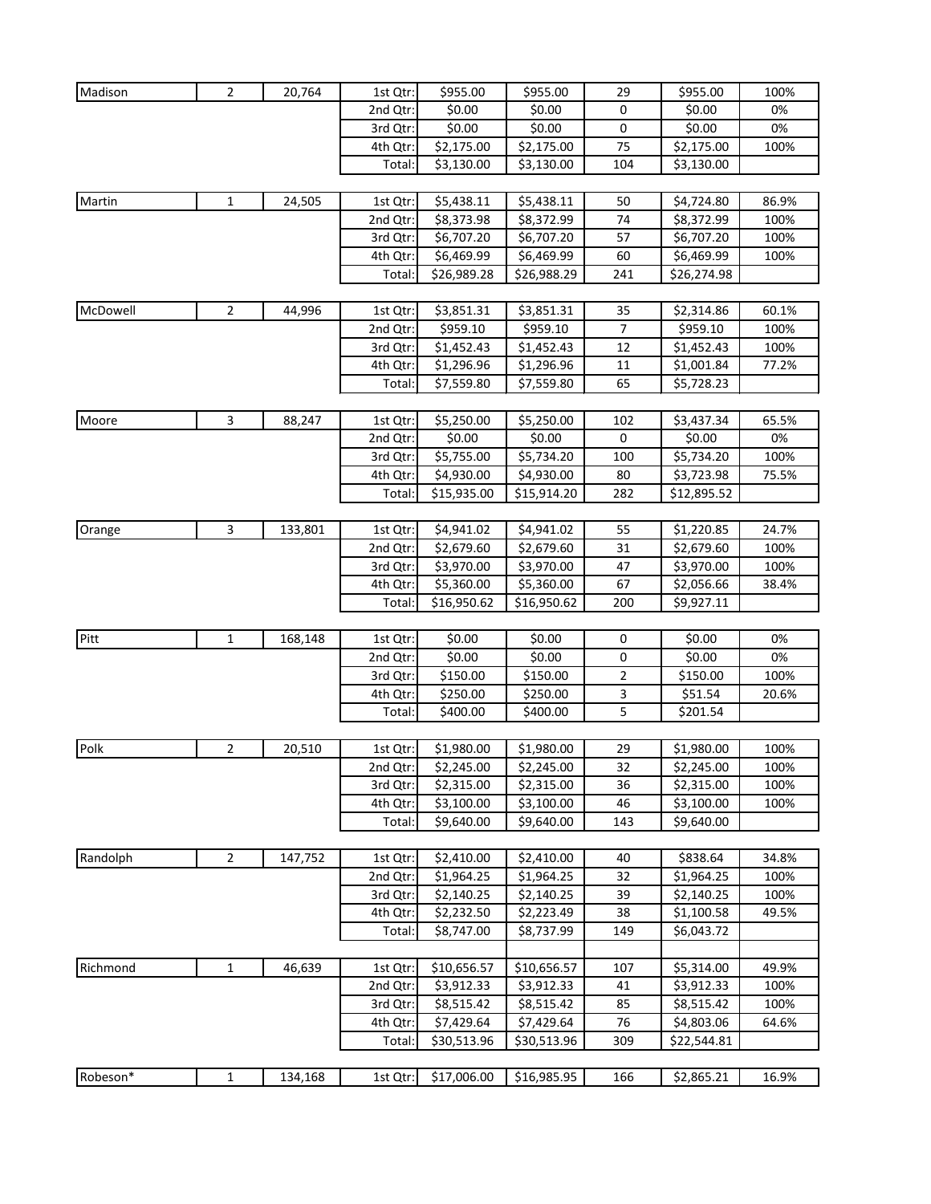| | | | | | | | | |
|---|---|---|---|---|---|---|---|---|
| Madison | 2 | 20,764 | 1st Qtr: | $955.00 | $955.00 | 29 | $955.00 | 100% |
| | | | 2nd Qtr: | $0.00 | $0.00 | 0 | $0.00 | 0% |
| | | | 3rd Qtr: | $0.00 | $0.00 | 0 | $0.00 | 0% |
| | | | 4th Qtr: | $2,175.00 | $2,175.00 | 75 | $2,175.00 | 100% |
| | | | Total: | $3,130.00 | $3,130.00 | 104 | $3,130.00 | |
| Martin | 1 | 24,505 | 1st Qtr: | $5,438.11 | $5,438.11 | 50 | $4,724.80 | 86.9% |
| | | | 2nd Qtr: | $8,373.98 | $8,372.99 | 74 | $8,372.99 | 100% |
| | | | 3rd Qtr: | $6,707.20 | $6,707.20 | 57 | $6,707.20 | 100% |
| | | | 4th Qtr: | $6,469.99 | $6,469.99 | 60 | $6,469.99 | 100% |
| | | | Total: | $26,989.28 | $26,988.29 | 241 | $26,274.98 | |
| McDowell | 2 | 44,996 | 1st Qtr: | $3,851.31 | $3,851.31 | 35 | $2,314.86 | 60.1% |
| | | | 2nd Qtr: | $959.10 | $959.10 | 7 | $959.10 | 100% |
| | | | 3rd Qtr: | $1,452.43 | $1,452.43 | 12 | $1,452.43 | 100% |
| | | | 4th Qtr: | $1,296.96 | $1,296.96 | 11 | $1,001.84 | 77.2% |
| | | | Total: | $7,559.80 | $7,559.80 | 65 | $5,728.23 | |
| Moore | 3 | 88,247 | 1st Qtr: | $5,250.00 | $5,250.00 | 102 | $3,437.34 | 65.5% |
| | | | 2nd Qtr: | $0.00 | $0.00 | 0 | $0.00 | 0% |
| | | | 3rd Qtr: | $5,755.00 | $5,734.20 | 100 | $5,734.20 | 100% |
| | | | 4th Qtr: | $4,930.00 | $4,930.00 | 80 | $3,723.98 | 75.5% |
| | | | Total: | $15,935.00 | $15,914.20 | 282 | $12,895.52 | |
| Orange | 3 | 133,801 | 1st Qtr: | $4,941.02 | $4,941.02 | 55 | $1,220.85 | 24.7% |
| | | | 2nd Qtr: | $2,679.60 | $2,679.60 | 31 | $2,679.60 | 100% |
| | | | 3rd Qtr: | $3,970.00 | $3,970.00 | 47 | $3,970.00 | 100% |
| | | | 4th Qtr: | $5,360.00 | $5,360.00 | 67 | $2,056.66 | 38.4% |
| | | | Total: | $16,950.62 | $16,950.62 | 200 | $9,927.11 | |
| Pitt | 1 | 168,148 | 1st Qtr: | $0.00 | $0.00 | 0 | $0.00 | 0% |
| | | | 2nd Qtr: | $0.00 | $0.00 | 0 | $0.00 | 0% |
| | | | 3rd Qtr: | $150.00 | $150.00 | 2 | $150.00 | 100% |
| | | | 4th Qtr: | $250.00 | $250.00 | 3 | $51.54 | 20.6% |
| | | | Total: | $400.00 | $400.00 | 5 | $201.54 | |
| Polk | 2 | 20,510 | 1st Qtr: | $1,980.00 | $1,980.00 | 29 | $1,980.00 | 100% |
| | | | 2nd Qtr: | $2,245.00 | $2,245.00 | 32 | $2,245.00 | 100% |
| | | | 3rd Qtr: | $2,315.00 | $2,315.00 | 36 | $2,315.00 | 100% |
| | | | 4th Qtr: | $3,100.00 | $3,100.00 | 46 | $3,100.00 | 100% |
| | | | Total: | $9,640.00 | $9,640.00 | 143 | $9,640.00 | |
| Randolph | 2 | 147,752 | 1st Qtr: | $2,410.00 | $2,410.00 | 40 | $838.64 | 34.8% |
| | | | 2nd Qtr: | $1,964.25 | $1,964.25 | 32 | $1,964.25 | 100% |
| | | | 3rd Qtr: | $2,140.25 | $2,140.25 | 39 | $2,140.25 | 100% |
| | | | 4th Qtr: | $2,232.50 | $2,223.49 | 38 | $1,100.58 | 49.5% |
| | | | Total: | $8,747.00 | $8,737.99 | 149 | $6,043.72 | |
| Richmond | 1 | 46,639 | 1st Qtr: | $10,656.57 | $10,656.57 | 107 | $5,314.00 | 49.9% |
| | | | 2nd Qtr: | $3,912.33 | $3,912.33 | 41 | $3,912.33 | 100% |
| | | | 3rd Qtr: | $8,515.42 | $8,515.42 | 85 | $8,515.42 | 100% |
| | | | 4th Qtr: | $7,429.64 | $7,429.64 | 76 | $4,803.06 | 64.6% |
| | | | Total: | $30,513.96 | $30,513.96 | 309 | $22,544.81 | |
| Robeson* | 1 | 134,168 | 1st Qtr: | $17,006.00 | $16,985.95 | 166 | $2,865.21 | 16.9% |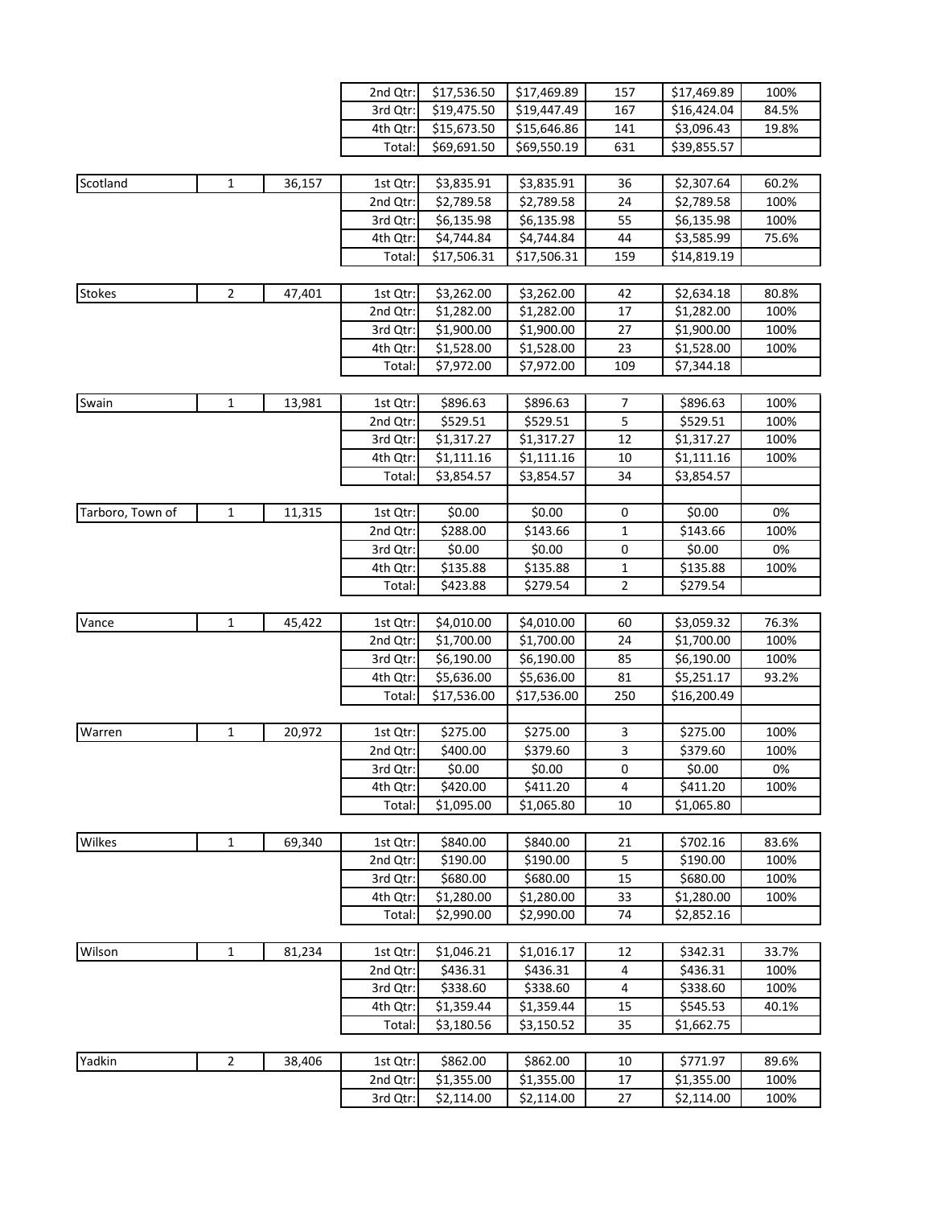| | | | | | | | | |
|---|---|---|---|---|---|---|---|---|
| | | | 2nd Qtr: | $17,536.50 | $17,469.89 | 157 | $17,469.89 | 100% |
| | | | 3rd Qtr: | $19,475.50 | $19,447.49 | 167 | $16,424.04 | 84.5% |
| | | | 4th Qtr: | $15,673.50 | $15,646.86 | 141 | $3,096.43 | 19.8% |
| | | | Total: | $69,691.50 | $69,550.19 | 631 | $39,855.57 | |
| Scotland | 1 | 36,157 | 1st Qtr: | $3,835.91 | $3,835.91 | 36 | $2,307.64 | 60.2% |
| | | | 2nd Qtr: | $2,789.58 | $2,789.58 | 24 | $2,789.58 | 100% |
| | | | 3rd Qtr: | $6,135.98 | $6,135.98 | 55 | $6,135.98 | 100% |
| | | | 4th Qtr: | $4,744.84 | $4,744.84 | 44 | $3,585.99 | 75.6% |
| | | | Total: | $17,506.31 | $17,506.31 | 159 | $14,819.19 | |
| Stokes | 2 | 47,401 | 1st Qtr: | $3,262.00 | $3,262.00 | 42 | $2,634.18 | 80.8% |
| | | | 2nd Qtr: | $1,282.00 | $1,282.00 | 17 | $1,282.00 | 100% |
| | | | 3rd Qtr: | $1,900.00 | $1,900.00 | 27 | $1,900.00 | 100% |
| | | | 4th Qtr: | $1,528.00 | $1,528.00 | 23 | $1,528.00 | 100% |
| | | | Total: | $7,972.00 | $7,972.00 | 109 | $7,344.18 | |
| Swain | 1 | 13,981 | 1st Qtr: | $896.63 | $896.63 | 7 | $896.63 | 100% |
| | | | 2nd Qtr: | $529.51 | $529.51 | 5 | $529.51 | 100% |
| | | | 3rd Qtr: | $1,317.27 | $1,317.27 | 12 | $1,317.27 | 100% |
| | | | 4th Qtr: | $1,111.16 | $1,111.16 | 10 | $1,111.16 | 100% |
| | | | Total: | $3,854.57 | $3,854.57 | 34 | $3,854.57 | |
| Tarboro, Town of | 1 | 11,315 | 1st Qtr: | $0.00 | $0.00 | 0 | $0.00 | 0% |
| | | | 2nd Qtr: | $288.00 | $143.66 | 1 | $143.66 | 100% |
| | | | 3rd Qtr: | $0.00 | $0.00 | 0 | $0.00 | 0% |
| | | | 4th Qtr: | $135.88 | $135.88 | 1 | $135.88 | 100% |
| | | | Total: | $423.88 | $279.54 | 2 | $279.54 | |
| Vance | 1 | 45,422 | 1st Qtr: | $4,010.00 | $4,010.00 | 60 | $3,059.32 | 76.3% |
| | | | 2nd Qtr: | $1,700.00 | $1,700.00 | 24 | $1,700.00 | 100% |
| | | | 3rd Qtr: | $6,190.00 | $6,190.00 | 85 | $6,190.00 | 100% |
| | | | 4th Qtr: | $5,636.00 | $5,636.00 | 81 | $5,251.17 | 93.2% |
| | | | Total: | $17,536.00 | $17,536.00 | 250 | $16,200.49 | |
| Warren | 1 | 20,972 | 1st Qtr: | $275.00 | $275.00 | 3 | $275.00 | 100% |
| | | | 2nd Qtr: | $400.00 | $379.60 | 3 | $379.60 | 100% |
| | | | 3rd Qtr: | $0.00 | $0.00 | 0 | $0.00 | 0% |
| | | | 4th Qtr: | $420.00 | $411.20 | 4 | $411.20 | 100% |
| | | | Total: | $1,095.00 | $1,065.80 | 10 | $1,065.80 | |
| Wilkes | 1 | 69,340 | 1st Qtr: | $840.00 | $840.00 | 21 | $702.16 | 83.6% |
| | | | 2nd Qtr: | $190.00 | $190.00 | 5 | $190.00 | 100% |
| | | | 3rd Qtr: | $680.00 | $680.00 | 15 | $680.00 | 100% |
| | | | 4th Qtr: | $1,280.00 | $1,280.00 | 33 | $1,280.00 | 100% |
| | | | Total: | $2,990.00 | $2,990.00 | 74 | $2,852.16 | |
| Wilson | 1 | 81,234 | 1st Qtr: | $1,046.21 | $1,016.17 | 12 | $342.31 | 33.7% |
| | | | 2nd Qtr: | $436.31 | $436.31 | 4 | $436.31 | 100% |
| | | | 3rd Qtr: | $338.60 | $338.60 | 4 | $338.60 | 100% |
| | | | 4th Qtr: | $1,359.44 | $1,359.44 | 15 | $545.53 | 40.1% |
| | | | Total: | $3,180.56 | $3,150.52 | 35 | $1,662.75 | |
| Yadkin | 2 | 38,406 | 1st Qtr: | $862.00 | $862.00 | 10 | $771.97 | 89.6% |
| | | | 2nd Qtr: | $1,355.00 | $1,355.00 | 17 | $1,355.00 | 100% |
| | | | 3rd Qtr: | $2,114.00 | $2,114.00 | 27 | $2,114.00 | 100% |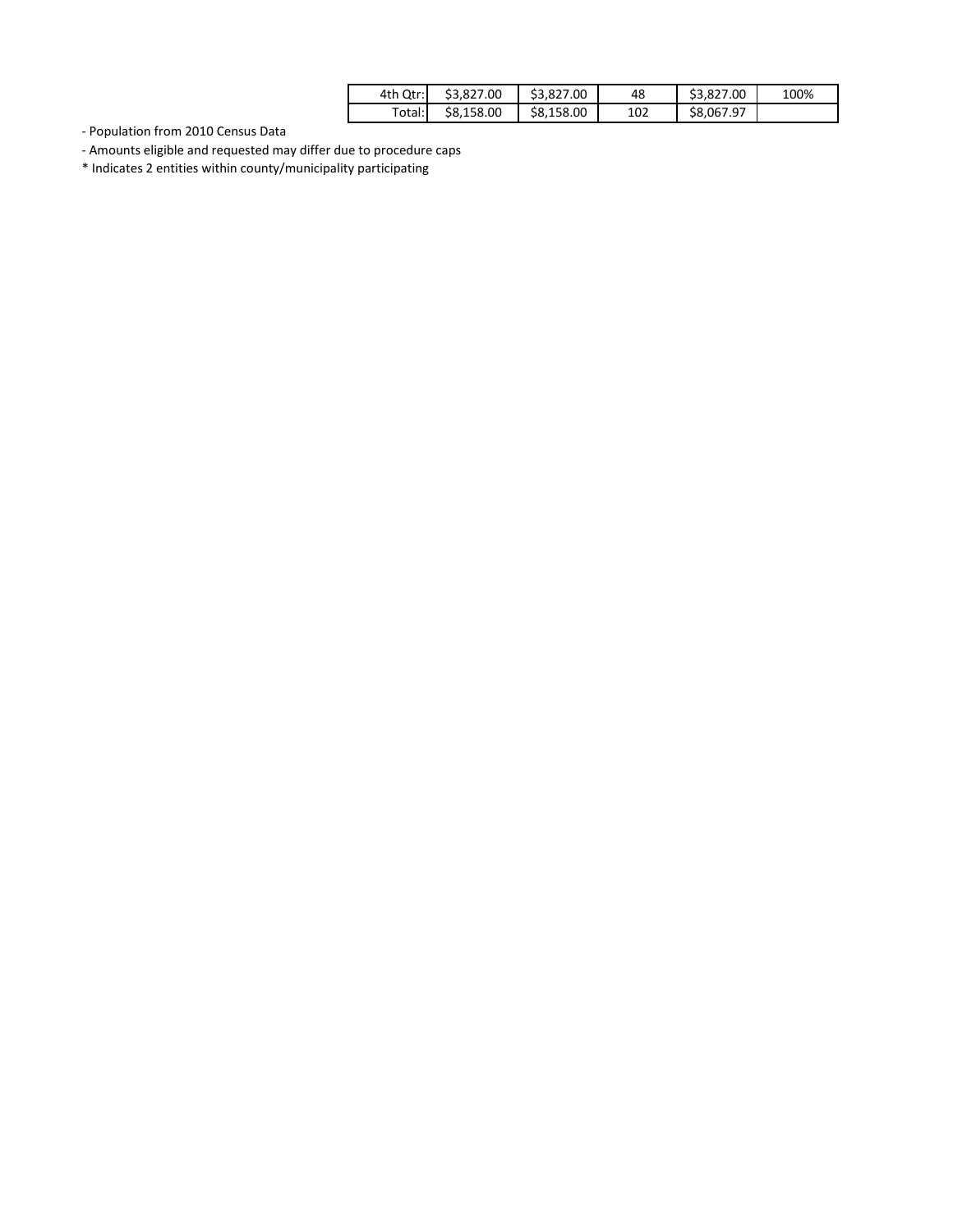| | | | | | |
|---|---|---|---|---|---|
| 4th Qtr: | $3,827.00 | $3,827.00 | 48 | $3,827.00 | 100% |
| Total: | $8,158.00 | $8,158.00 | 102 | $8,067.97 | |

- Population from 2010 Census Data
- Amounts eligible and requested may differ due to procedure caps

\* Indicates 2 entities within county/municipality participating